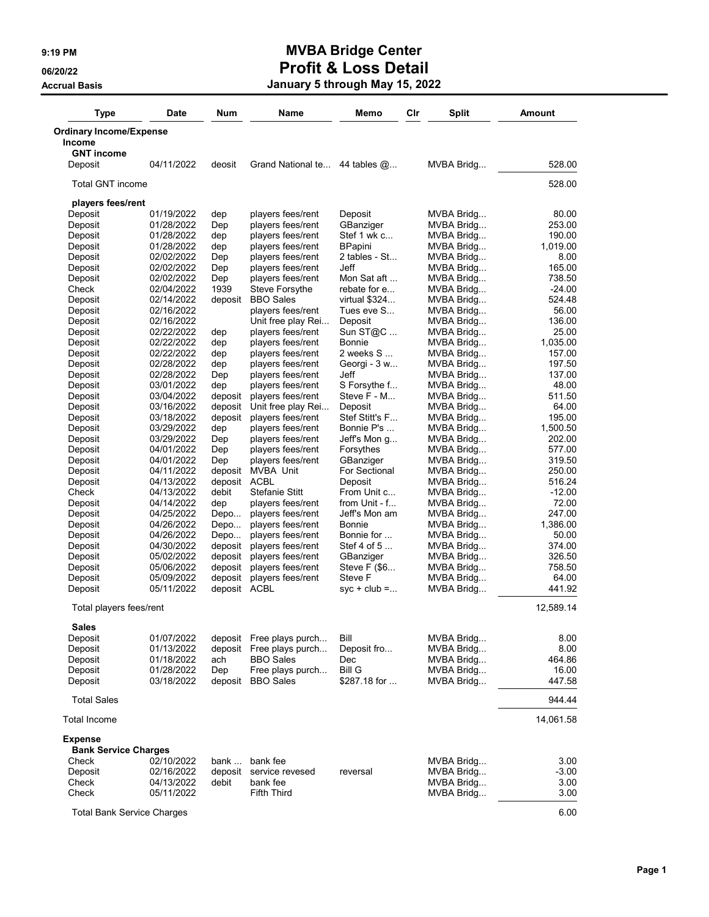# MVBA Bridge Center
## Profit & Loss Detail
### January 5 through May 15, 2022

9:19 PM
06/20/22
Accrual Basis

| Type | Date | Num | Name | Memo | Clr | Split | Amount |
|---|---|---|---|---|---|---|---|
| **Ordinary Income/Expense** | | | | | | | |
| **Income** | | | | | | | |
| **GNT income** | | | | | | | |
| Deposit | 04/11/2022 | deosit | Grand National te... | 44 tables @... | | MVBA Bridg... | 528.00 |
| Total GNT income | | | | | | | 528.00 |
| **players fees/rent** | | | | | | | |
| Deposit | 01/19/2022 | dep | players fees/rent | Deposit | | MVBA Bridg... | 80.00 |
| Deposit | 01/28/2022 | Dep | players fees/rent | GBanziger | | MVBA Bridg... | 253.00 |
| Deposit | 01/28/2022 | dep | players fees/rent | Stef 1 wk c... | | MVBA Bridg... | 190.00 |
| Deposit | 01/28/2022 | dep | players fees/rent | BPapini | | MVBA Bridg... | 1,019.00 |
| Deposit | 02/02/2022 | Dep | players fees/rent | 2 tables - St... | | MVBA Bridg... | 8.00 |
| Deposit | 02/02/2022 | Dep | players fees/rent | Jeff | | MVBA Bridg... | 165.00 |
| Deposit | 02/02/2022 | Dep | players fees/rent | Mon Sat aft ... | | MVBA Bridg... | 738.50 |
| Check | 02/04/2022 | 1939 | Steve Forsythe | rebate for e... | | MVBA Bridg... | -24.00 |
| Deposit | 02/14/2022 | deposit | BBO Sales | virtual $324... | | MVBA Bridg... | 524.48 |
| Deposit | 02/16/2022 | | players fees/rent | Tues eve S... | | MVBA Bridg... | 56.00 |
| Deposit | 02/16/2022 | | Unit free play Rei... | Deposit | | MVBA Bridg... | 136.00 |
| Deposit | 02/22/2022 | dep | players fees/rent | Sun ST@C ... | | MVBA Bridg... | 25.00 |
| Deposit | 02/22/2022 | dep | players fees/rent | Bonnie | | MVBA Bridg... | 1,035.00 |
| Deposit | 02/22/2022 | dep | players fees/rent | 2 weeks S ... | | MVBA Bridg... | 157.00 |
| Deposit | 02/28/2022 | dep | players fees/rent | Georgi - 3 w... | | MVBA Bridg... | 197.50 |
| Deposit | 02/28/2022 | Dep | players fees/rent | Jeff | | MVBA Bridg... | 137.00 |
| Deposit | 03/01/2022 | dep | players fees/rent | S Forsythe f... | | MVBA Bridg... | 48.00 |
| Deposit | 03/04/2022 | deposit | players fees/rent | Steve F - M... | | MVBA Bridg... | 511.50 |
| Deposit | 03/16/2022 | deposit | Unit free play Rei... | Deposit | | MVBA Bridg... | 64.00 |
| Deposit | 03/18/2022 | deposit | players fees/rent | Stef Stitt's F... | | MVBA Bridg... | 195.00 |
| Deposit | 03/29/2022 | dep | players fees/rent | Bonnie P's ... | | MVBA Bridg... | 1,500.50 |
| Deposit | 03/29/2022 | Dep | players fees/rent | Jeff's Mon g... | | MVBA Bridg... | 202.00 |
| Deposit | 04/01/2022 | Dep | players fees/rent | Forsythes | | MVBA Bridg... | 577.00 |
| Deposit | 04/01/2022 | Dep | players fees/rent | GBanziger | | MVBA Bridg... | 319.50 |
| Deposit | 04/11/2022 | deposit | MVBA Unit | For Sectional | | MVBA Bridg... | 250.00 |
| Deposit | 04/13/2022 | deposit | ACBL | Deposit | | MVBA Bridg... | 516.24 |
| Check | 04/13/2022 | debit | Stefanie Stitt | From Unit c... | | MVBA Bridg... | -12.00 |
| Deposit | 04/14/2022 | dep | players fees/rent | from Unit - f... | | MVBA Bridg... | 72.00 |
| Deposit | 04/25/2022 | Depo... | players fees/rent | Jeff's Mon am | | MVBA Bridg... | 247.00 |
| Deposit | 04/26/2022 | Depo... | players fees/rent | Bonnie | | MVBA Bridg... | 1,386.00 |
| Deposit | 04/26/2022 | Depo... | players fees/rent | Bonnie for ... | | MVBA Bridg... | 50.00 |
| Deposit | 04/30/2022 | deposit | players fees/rent | Stef 4 of 5 ... | | MVBA Bridg... | 374.00 |
| Deposit | 05/02/2022 | deposit | players fees/rent | GBanziger | | MVBA Bridg... | 326.50 |
| Deposit | 05/06/2022 | deposit | players fees/rent | Steve F ($6... | | MVBA Bridg... | 758.50 |
| Deposit | 05/09/2022 | deposit | players fees/rent | Steve F | | MVBA Bridg... | 64.00 |
| Deposit | 05/11/2022 | deposit | ACBL | syc + club =... | | MVBA Bridg... | 441.92 |
| Total players fees/rent | | | | | | | 12,589.14 |
| **Sales** | | | | | | | |
| Deposit | 01/07/2022 | deposit | Free plays purch... | Bill | | MVBA Bridg... | 8.00 |
| Deposit | 01/13/2022 | deposit | Free plays purch... | Deposit fro... | | MVBA Bridg... | 8.00 |
| Deposit | 01/18/2022 | ach | BBO Sales | Dec | | MVBA Bridg... | 464.86 |
| Deposit | 01/28/2022 | Dep | Free plays purch... | Bill G | | MVBA Bridg... | 16.00 |
| Deposit | 03/18/2022 | deposit | BBO Sales | $287.18 for ... | | MVBA Bridg... | 447.58 |
| Total Sales | | | | | | | 944.44 |
| Total Income | | | | | | | 14,061.58 |
| **Expense** | | | | | | | |
| **Bank Service Charges** | | | | | | | |
| Check | 02/10/2022 | bank ... | bank fee | | | MVBA Bridg... | 3.00 |
| Deposit | 02/16/2022 | deposit | service revesed | reversal | | MVBA Bridg... | -3.00 |
| Check | 04/13/2022 | debit | bank fee | | | MVBA Bridg... | 3.00 |
| Check | 05/11/2022 | | Fifth Third | | | MVBA Bridg... | 3.00 |
| Total Bank Service Charges | | | | | | | 6.00 |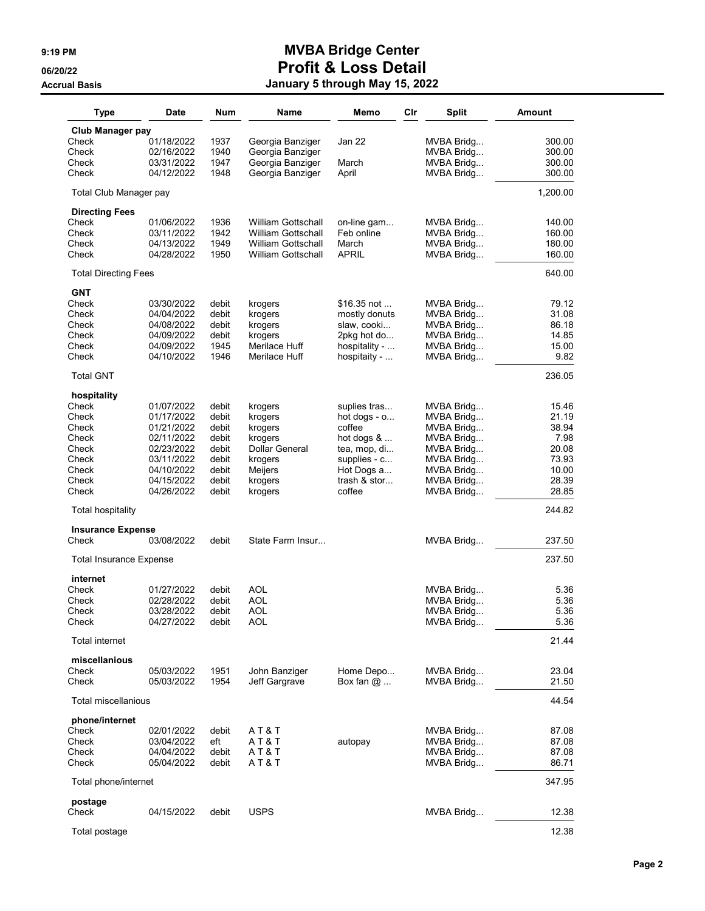# MVBA Bridge Center
## Profit & Loss Detail
### January 5 through May 15, 2022

9:19 PM
06/20/22
Accrual Basis

| Type | Date | Num | Name | Memo | Clr | Split | Amount |
|---|---|---|---|---|---|---|---|
| **Club Manager pay** | | | | | | | |
| Check | 01/18/2022 | 1937 | Georgia Banziger | Jan 22 | | MVBA Bridg... | 300.00 |
| Check | 02/16/2022 | 1940 | Georgia Banziger | | | MVBA Bridg... | 300.00 |
| Check | 03/31/2022 | 1947 | Georgia Banziger | March | | MVBA Bridg... | 300.00 |
| Check | 04/12/2022 | 1948 | Georgia Banziger | April | | MVBA Bridg... | 300.00 |
| Total Club Manager pay | | | | | | | 1,200.00 |
| **Directing Fees** | | | | | | | |
| Check | 01/06/2022 | 1936 | William Gottschall | on-line gam... | | MVBA Bridg... | 140.00 |
| Check | 03/11/2022 | 1942 | William Gottschall | Feb online | | MVBA Bridg... | 160.00 |
| Check | 04/13/2022 | 1949 | William Gottschall | March | | MVBA Bridg... | 180.00 |
| Check | 04/28/2022 | 1950 | William Gottschall | APRIL | | MVBA Bridg... | 160.00 |
| Total Directing Fees | | | | | | | 640.00 |
| **GNT** | | | | | | | |
| Check | 03/30/2022 | debit | krogers | $16.35 not ... | | MVBA Bridg... | 79.12 |
| Check | 04/04/2022 | debit | krogers | mostly donuts | | MVBA Bridg... | 31.08 |
| Check | 04/08/2022 | debit | krogers | slaw, cooki... | | MVBA Bridg... | 86.18 |
| Check | 04/09/2022 | debit | krogers | 2pkg hot do... | | MVBA Bridg... | 14.85 |
| Check | 04/09/2022 | 1945 | Merilace Huff | hospitality - ... | | MVBA Bridg... | 15.00 |
| Check | 04/10/2022 | 1946 | Merilace Huff | hospitaity - ... | | MVBA Bridg... | 9.82 |
| Total GNT | | | | | | | 236.05 |
| **hospitality** | | | | | | | |
| Check | 01/07/2022 | debit | krogers | suplies tras... | | MVBA Bridg... | 15.46 |
| Check | 01/17/2022 | debit | krogers | hot dogs - o... | | MVBA Bridg... | 21.19 |
| Check | 01/21/2022 | debit | krogers | coffee | | MVBA Bridg... | 38.94 |
| Check | 02/11/2022 | debit | krogers | hot dogs & ... | | MVBA Bridg... | 7.98 |
| Check | 02/23/2022 | debit | Dollar General | tea, mop, di... | | MVBA Bridg... | 20.08 |
| Check | 03/11/2022 | debit | krogers | supplies - c... | | MVBA Bridg... | 73.93 |
| Check | 04/10/2022 | debit | Meijers | Hot Dogs a... | | MVBA Bridg... | 10.00 |
| Check | 04/15/2022 | debit | krogers | trash & stor... | | MVBA Bridg... | 28.39 |
| Check | 04/26/2022 | debit | krogers | coffee | | MVBA Bridg... | 28.85 |
| Total hospitality | | | | | | | 244.82 |
| **Insurance Expense** | | | | | | | |
| Check | 03/08/2022 | debit | State Farm Insur... | | | MVBA Bridg... | 237.50 |
| Total Insurance Expense | | | | | | | 237.50 |
| **internet** | | | | | | | |
| Check | 01/27/2022 | debit | AOL | | | MVBA Bridg... | 5.36 |
| Check | 02/28/2022 | debit | AOL | | | MVBA Bridg... | 5.36 |
| Check | 03/28/2022 | debit | AOL | | | MVBA Bridg... | 5.36 |
| Check | 04/27/2022 | debit | AOL | | | MVBA Bridg... | 5.36 |
| Total internet | | | | | | | 21.44 |
| **miscellanious** | | | | | | | |
| Check | 05/03/2022 | 1951 | John Banziger | Home Depo... | | MVBA Bridg... | 23.04 |
| Check | 05/03/2022 | 1954 | Jeff Gargrave | Box fan @ ... | | MVBA Bridg... | 21.50 |
| Total miscellanious | | | | | | | 44.54 |
| **phone/internet** | | | | | | | |
| Check | 02/01/2022 | debit | A T & T | | | MVBA Bridg... | 87.08 |
| Check | 03/04/2022 | eft | A T & T | autopay | | MVBA Bridg... | 87.08 |
| Check | 04/04/2022 | debit | A T & T | | | MVBA Bridg... | 87.08 |
| Check | 05/04/2022 | debit | A T & T | | | MVBA Bridg... | 86.71 |
| Total phone/internet | | | | | | | 347.95 |
| **postage** | | | | | | | |
| Check | 04/15/2022 | debit | USPS | | | MVBA Bridg... | 12.38 |
| Total postage | | | | | | | 12.38 |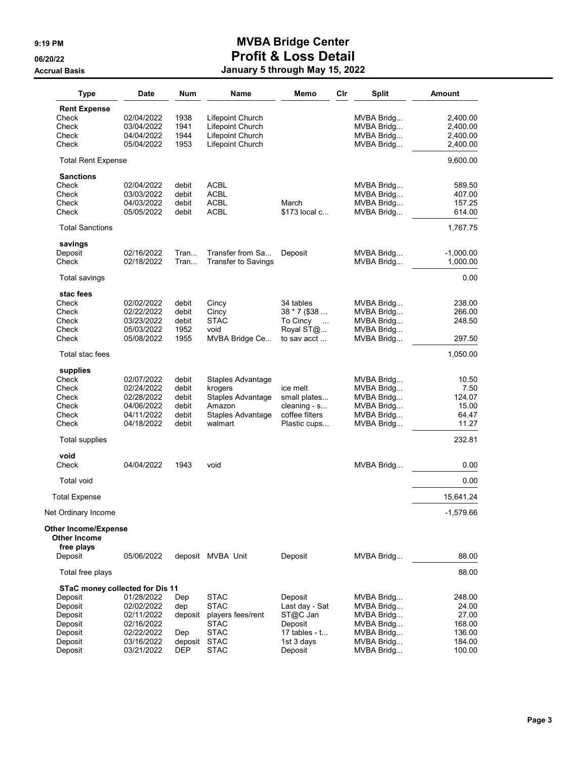# MVBA Bridge Center

## Profit & Loss Detail

Accrual Basis

January 5 through May 15, 2022

| Type | Date | Num | Name | Memo | Clr | Split | Amount |
|---|---|---|---|---|---|---|---|
| **Rent Expense** | | | | | | | |
| Check | 02/04/2022 | 1938 | Lifepoint Church | | | MVBA Bridg... | 2,400.00 |
| Check | 03/04/2022 | 1941 | Lifepoint Church | | | MVBA Bridg... | 2,400.00 |
| Check | 04/04/2022 | 1944 | Lifepoint Church | | | MVBA Bridg... | 2,400.00 |
| Check | 05/04/2022 | 1953 | Lifepoint Church | | | MVBA Bridg... | 2,400.00 |
| Total Rent Expense | | | | | | | 9,600.00 |
| **Sanctions** | | | | | | | |
| Check | 02/04/2022 | debit | ACBL | | | MVBA Bridg... | 589.50 |
| Check | 03/03/2022 | debit | ACBL | | | MVBA Bridg... | 407.00 |
| Check | 04/03/2022 | debit | ACBL | March | | MVBA Bridg... | 157.25 |
| Check | 05/05/2022 | debit | ACBL | $173 local c... | | MVBA Bridg... | 614.00 |
| Total Sanctions | | | | | | | 1,767.75 |
| **savings** | | | | | | | |
| Deposit | 02/16/2022 | Tran... | Transfer from Sa... | Deposit | | MVBA Bridg... | -1,000.00 |
| Check | 02/18/2022 | Tran... | Transfer to Savings | | | MVBA Bridg... | 1,000.00 |
| Total savings | | | | | | | 0.00 |
| **stac fees** | | | | | | | |
| Check | 02/02/2022 | debit | Cincy | 34 tables | | MVBA Bridg... | 238.00 |
| Check | 02/22/2022 | debit | Cincy | 38 * 7 ($38 ... | | MVBA Bridg... | 266.00 |
| Check | 03/23/2022 | debit | STAC | To Cincy ... | | MVBA Bridg... | 248.50 |
| Check | 05/03/2022 | 1952 | void | Royal ST@... | | MVBA Bridg... | |
| Check | 05/08/2022 | 1955 | MVBA Bridge Ce... | to sav acct ... | | MVBA Bridg... | 297.50 |
| Total stac fees | | | | | | | 1,050.00 |
| **supplies** | | | | | | | |
| Check | 02/07/2022 | debit | Staples Advantage | | | MVBA Bridg... | 10.50 |
| Check | 02/24/2022 | debit | krogers | ice melt | | MVBA Bridg... | 7.50 |
| Check | 02/28/2022 | debit | Staples Advantage | small plates... | | MVBA Bridg... | 124.07 |
| Check | 04/06/2022 | debit | Amazon | cleaning - s... | | MVBA Bridg... | 15.00 |
| Check | 04/11/2022 | debit | Staples Advantage | coffee filters | | MVBA Bridg... | 64.47 |
| Check | 04/18/2022 | debit | walmart | Plastic cups... | | MVBA Bridg... | 11.27 |
| Total supplies | | | | | | | 232.81 |
| **void** | | | | | | | |
| Check | 04/04/2022 | 1943 | void | | | MVBA Bridg... | 0.00 |
| Total void | | | | | | | 0.00 |
| Total Expense | | | | | | | 15,641.24 |
| Net Ordinary Income | | | | | | | -1,579.66 |
| **Other Income/Expense** | | | | | | | |
| **Other Income** | | | | | | | |
| **free plays** | | | | | | | |
| Deposit | 05/06/2022 | deposit | MVBA Unit | Deposit | | MVBA Bridg... | 88.00 |
| Total free plays | | | | | | | 88.00 |
| **STaC money collected for Dis 11** | | | | | | | |
| Deposit | 01/28/2022 | Dep | STAC | Deposit | | MVBA Bridg... | 248.00 |
| Deposit | 02/02/2022 | dep | STAC | Last day - Sat | | MVBA Bridg... | 24.00 |
| Deposit | 02/11/2022 | deposit | players fees/rent | ST@C Jan | | MVBA Bridg... | 27.00 |
| Deposit | 02/16/2022 | | STAC | Deposit | | MVBA Bridg... | 168.00 |
| Deposit | 02/22/2022 | Dep | STAC | 17 tables - t... | | MVBA Bridg... | 136.00 |
| Deposit | 03/16/2022 | deposit | STAC | 1st 3 days | | MVBA Bridg... | 184.00 |
| Deposit | 03/21/2022 | DEP | STAC | Deposit | | MVBA Bridg... | 100.00 |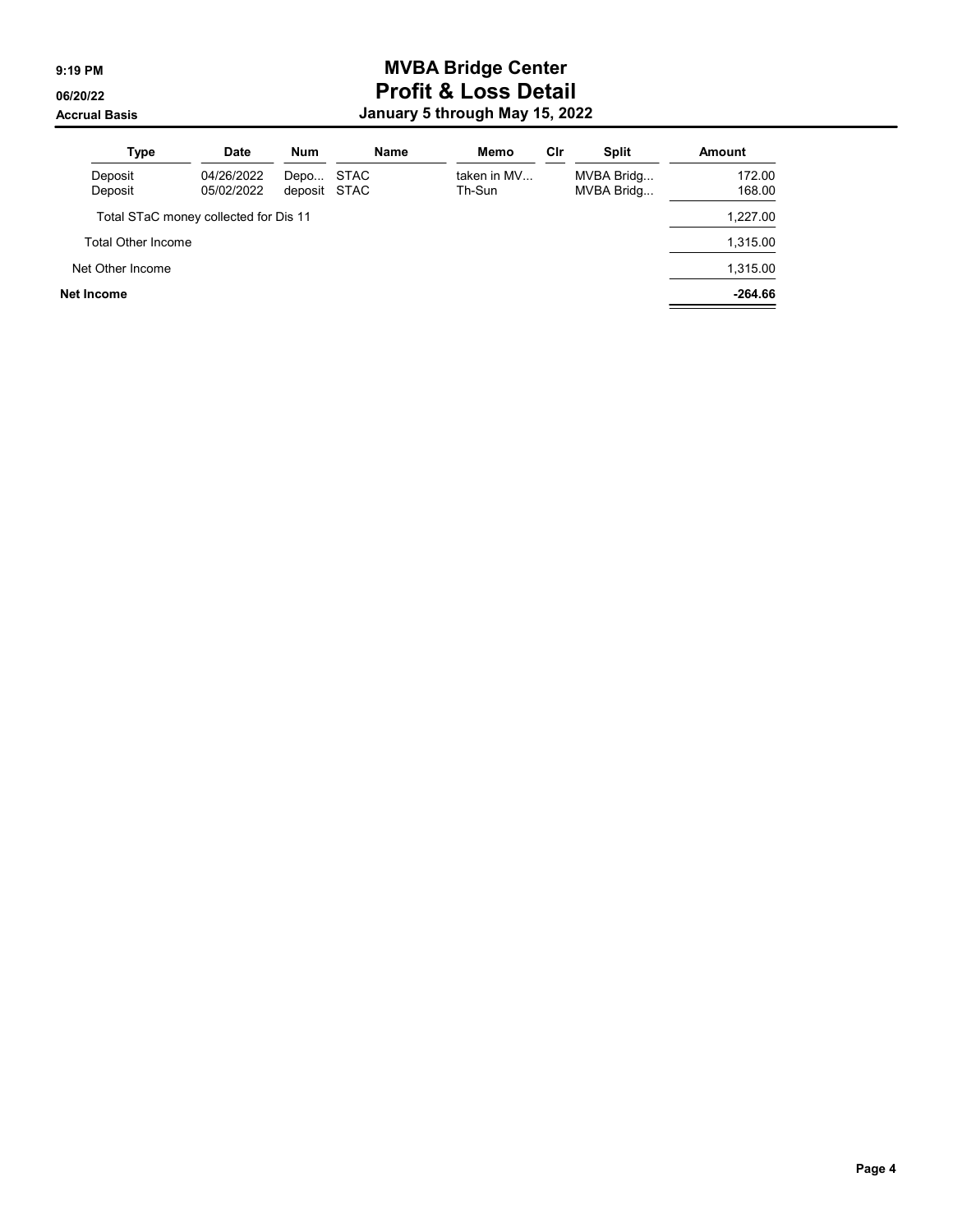# MVBA Bridge Center
## Profit & Loss Detail
### January 5 through May 15, 2022

9:19 PM
06/20/22
Accrual Basis

| Type | Date | Num | Name | Memo | Clr | Split | Amount |
|---|---|---|---|---|---|---|---|
| Deposit | 04/26/2022 | Depo... | STAC | taken in MV... | | MVBA Bridg... | 172.00 |
| Deposit | 05/02/2022 | deposit | STAC | Th-Sun | | MVBA Bridg... | 168.00 |
| Total STaC money collected for Dis 11 | | | | | | | 1,227.00 |
| Total Other Income | | | | | | | 1,315.00 |
| Net Other Income | | | | | | | 1,315.00 |
| **Net Income** | | | | | | | **-264.66** |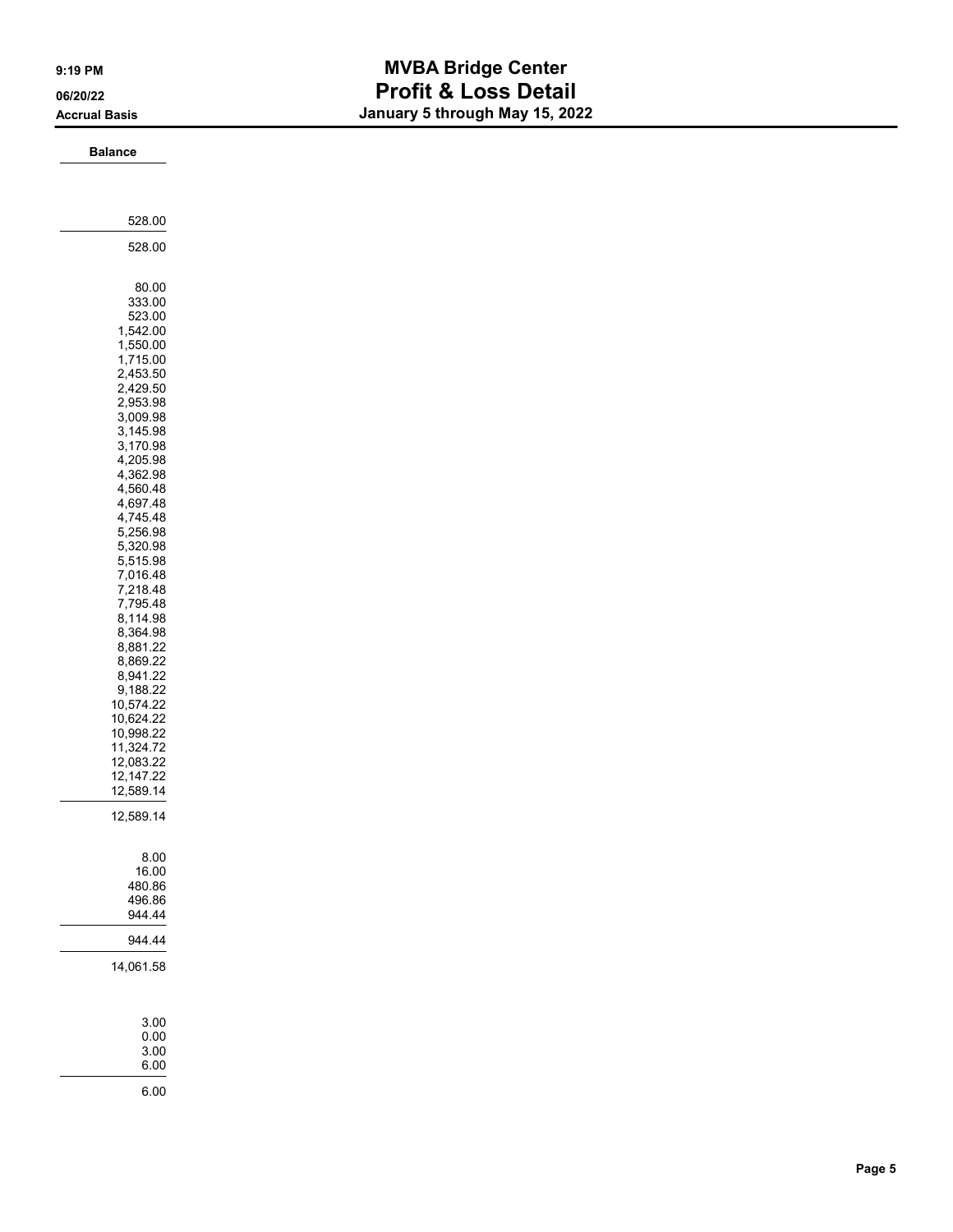# MVBA Bridge Center

## Profit & Loss Detail

### January 5 through May 15, 2022

9:19 PM
06/20/22
Accrual Basis

| Balance |
|---|
| |
| 528.00 |
| 528.00 |
| |
| 80.00 |
| 333.00 |
| 523.00 |
| 1,542.00 |
| 1,550.00 |
| 1,715.00 |
| 2,453.50 |
| 2,429.50 |
| 2,953.98 |
| 3,009.98 |
| 3,145.98 |
| 3,170.98 |
| 4,205.98 |
| 4,362.98 |
| 4,560.48 |
| 4,697.48 |
| 4,745.48 |
| 5,256.98 |
| 5,320.98 |
| 5,515.98 |
| 7,016.48 |
| 7,218.48 |
| 7,795.48 |
| 8,114.98 |
| 8,364.98 |
| 8,881.22 |
| 8,869.22 |
| 8,941.22 |
| 9,188.22 |
| 10,574.22 |
| 10,624.22 |
| 10,998.22 |
| 11,324.72 |
| 12,083.22 |
| 12,147.22 |
| 12,589.14 |
| 12,589.14 |
| |
| 8.00 |
| 16.00 |
| 480.86 |
| 496.86 |
| 944.44 |
| 944.44 |
| 14,061.58 |
| |
| 3.00 |
| 0.00 |
| 3.00 |
| 6.00 |
| 6.00 |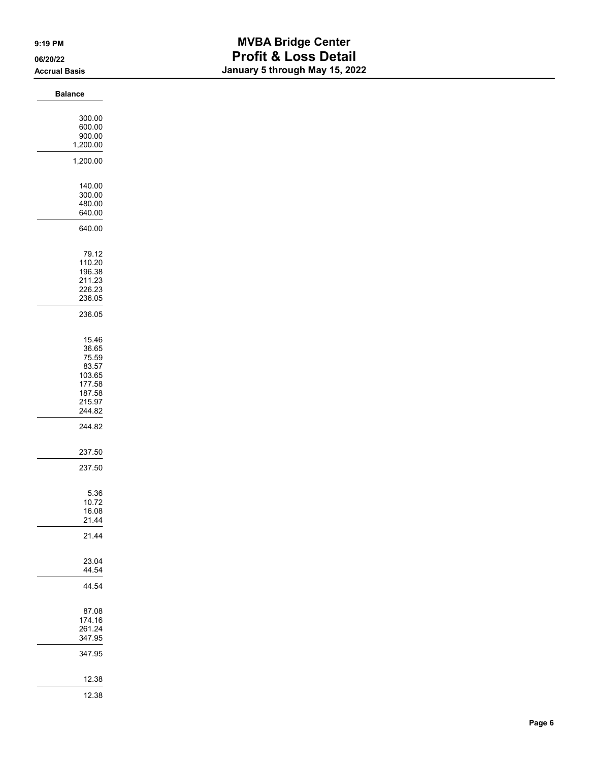# MVBA Bridge Center
## Profit & Loss Detail
### January 5 through May 15, 2022

9:19 PM
06/20/22
Accrual Basis

| Balance |
|---|
| |
| 300.00 |
| 600.00 |
| 900.00 |
| 1,200.00 |
| 1,200.00 |
| |
| 140.00 |
| 300.00 |
| 480.00 |
| 640.00 |
| 640.00 |
| |
| 79.12 |
| 110.20 |
| 196.38 |
| 211.23 |
| 226.23 |
| 236.05 |
| 236.05 |
| |
| 15.46 |
| 36.65 |
| 75.59 |
| 83.57 |
| 103.65 |
| 177.58 |
| 187.58 |
| 215.97 |
| 244.82 |
| 244.82 |
| |
| 237.50 |
| 237.50 |
| |
| 5.36 |
| 10.72 |
| 16.08 |
| 21.44 |
| 21.44 |
| |
| 23.04 |
| 44.54 |
| 44.54 |
| |
| 87.08 |
| 174.16 |
| 261.24 |
| 347.95 |
| 347.95 |
| |
| 12.38 |
| 12.38 |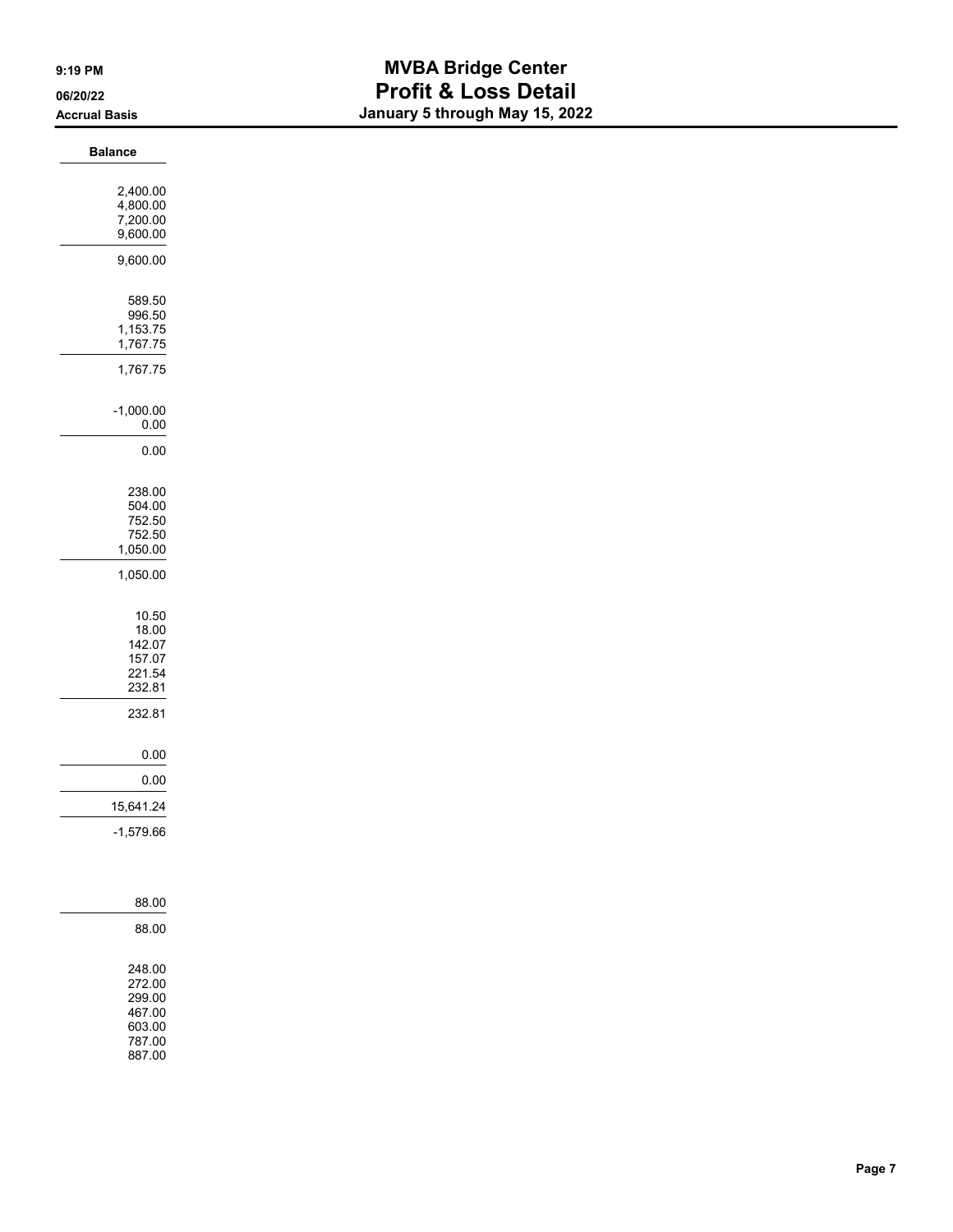# MVBA Bridge Center

## Profit & Loss Detail

### January 5 through May 15, 2022

9:19 PM
06/20/22
Accrual Basis

| Balance |
|---|
| |
| 2,400.00 |
| 4,800.00 |
| 7,200.00 |
| 9,600.00 |
| 9,600.00 |
| |
| 589.50 |
| 996.50 |
| 1,153.75 |
| 1,767.75 |
| 1,767.75 |
| |
| -1,000.00 |
| 0.00 |
| 0.00 |
| |
| 238.00 |
| 504.00 |
| 752.50 |
| 752.50 |
| 1,050.00 |
| 1,050.00 |
| |
| 10.50 |
| 18.00 |
| 142.07 |
| 157.07 |
| 221.54 |
| 232.81 |
| 232.81 |
| |
| 0.00 |
| 0.00 |
| 15,641.24 |
| -1,579.66 |
| |
| 88.00 |
| 88.00 |
| |
| 248.00 |
| 272.00 |
| 299.00 |
| 467.00 |
| 603.00 |
| 787.00 |
| 887.00 |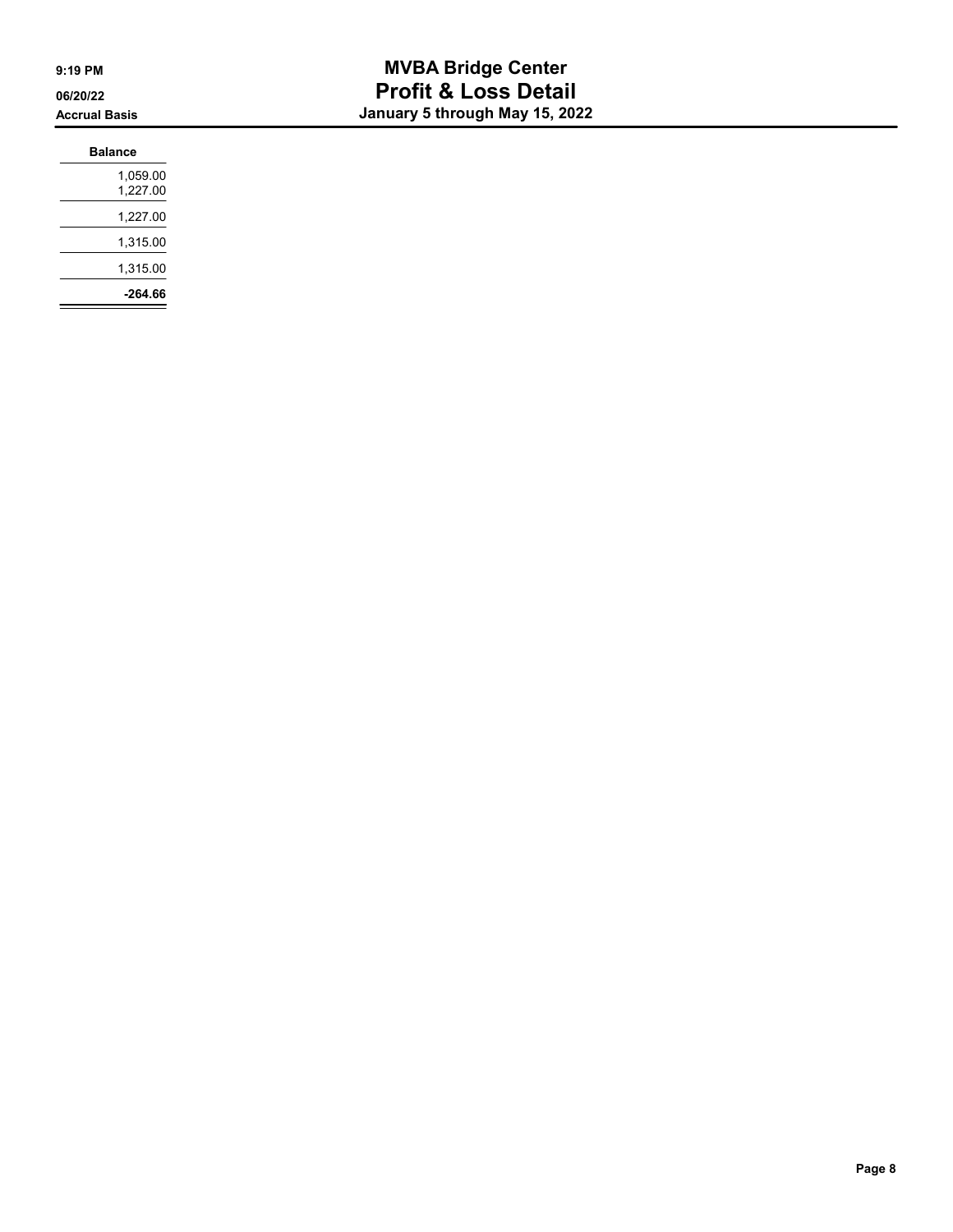# MVBA Bridge Center

## Profit & Loss Detail

### January 5 through May 15, 2022

9:19 PM

06/20/22

Accrual Basis

| Balance |
|---|
| 1,059.00 |
| 1,227.00 |
| 1,227.00 |
| 1,315.00 |
| 1,315.00 |
| **-264.66** |